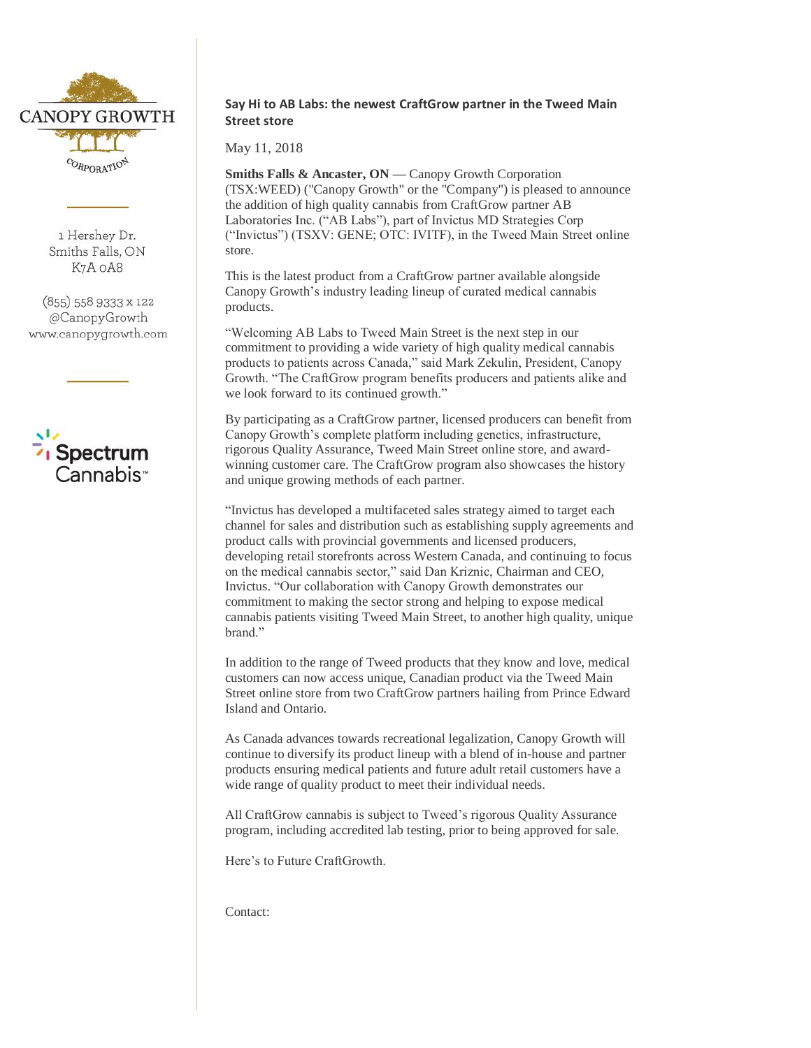CANOPY GROWTH CORPORATION

1 Hershey Dr.
Smiths Falls, ON
K7A 0A8

(855) 558 9333 x 122
@CanopyGrowth
www.canopygrowth.com

Spectrum Cannabis™

**Say Hi to AB Labs: the newest CraftGrow partner in the Tweed Main Street store**

May 11, 2018

**Smiths Falls & Ancaster, ON —** Canopy Growth Corporation (TSX:WEED) ("Canopy Growth" or the "Company") is pleased to announce the addition of high quality cannabis from CraftGrow partner AB Laboratories Inc. ("AB Labs"), part of Invictus MD Strategies Corp ("Invictus") (TSXV: GENE; OTC: IVITF), in the Tweed Main Street online store.

This is the latest product from a CraftGrow partner available alongside Canopy Growth's industry leading lineup of curated medical cannabis products.

"Welcoming AB Labs to Tweed Main Street is the next step in our commitment to providing a wide variety of high quality medical cannabis products to patients across Canada," said Mark Zekulin, President, Canopy Growth. "The CraftGrow program benefits producers and patients alike and we look forward to its continued growth."

By participating as a CraftGrow partner, licensed producers can benefit from Canopy Growth's complete platform including genetics, infrastructure, rigorous Quality Assurance, Tweed Main Street online store, and award-winning customer care. The CraftGrow program also showcases the history and unique growing methods of each partner.

"Invictus has developed a multifaceted sales strategy aimed to target each channel for sales and distribution such as establishing supply agreements and product calls with provincial governments and licensed producers, developing retail storefronts across Western Canada, and continuing to focus on the medical cannabis sector," said Dan Kriznic, Chairman and CEO, Invictus. "Our collaboration with Canopy Growth demonstrates our commitment to making the sector strong and helping to expose medical cannabis patients visiting Tweed Main Street, to another high quality, unique brand."

In addition to the range of Tweed products that they know and love, medical customers can now access unique, Canadian product via the Tweed Main Street online store from two CraftGrow partners hailing from Prince Edward Island and Ontario.

As Canada advances towards recreational legalization, Canopy Growth will continue to diversify its product lineup with a blend of in-house and partner products ensuring medical patients and future adult retail customers have a wide range of quality product to meet their individual needs.

All CraftGrow cannabis is subject to Tweed's rigorous Quality Assurance program, including accredited lab testing, prior to being approved for sale.

Here's to Future CraftGrowth.

Contact: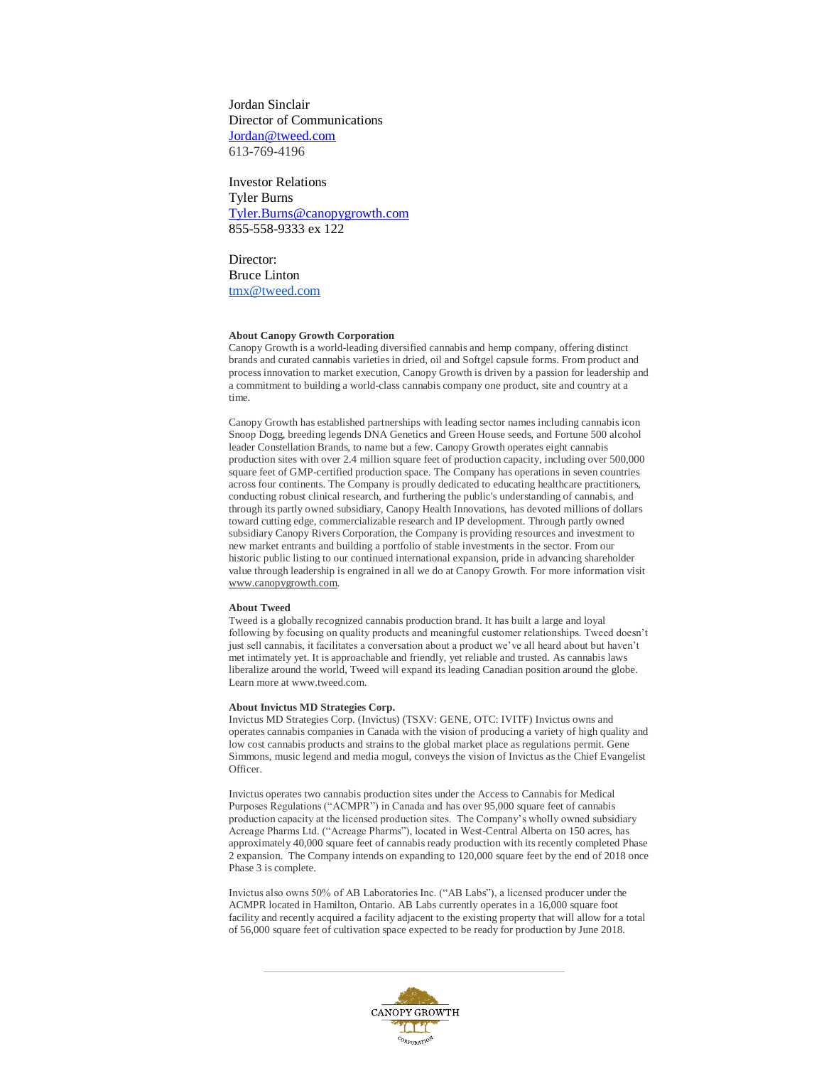Jordan Sinclair
Director of Communications
Jordan@tweed.com
613-769-4196

Investor Relations
Tyler Burns
Tyler.Burns@canopygrowth.com
855-558-9333 ex 122

Director:
Bruce Linton
tmx@tweed.com

**About Canopy Growth Corporation**
Canopy Growth is a world-leading diversified cannabis and hemp company, offering distinct brands and curated cannabis varieties in dried, oil and Softgel capsule forms. From product and process innovation to market execution, Canopy Growth is driven by a passion for leadership and a commitment to building a world-class cannabis company one product, site and country at a time.

Canopy Growth has established partnerships with leading sector names including cannabis icon Snoop Dogg, breeding legends DNA Genetics and Green House seeds, and Fortune 500 alcohol leader Constellation Brands, to name but a few. Canopy Growth operates eight cannabis production sites with over 2.4 million square feet of production capacity, including over 500,000 square feet of GMP-certified production space. The Company has operations in seven countries across four continents. The Company is proudly dedicated to educating healthcare practitioners, conducting robust clinical research, and furthering the public's understanding of cannabis, and through its partly owned subsidiary, Canopy Health Innovations, has devoted millions of dollars toward cutting edge, commercializable research and IP development. Through partly owned subsidiary Canopy Rivers Corporation, the Company is providing resources and investment to new market entrants and building a portfolio of stable investments in the sector. From our historic public listing to our continued international expansion, pride in advancing shareholder value through leadership is engrained in all we do at Canopy Growth. For more information visit www.canopygrowth.com.

**About Tweed**
Tweed is a globally recognized cannabis production brand. It has built a large and loyal following by focusing on quality products and meaningful customer relationships. Tweed doesn't just sell cannabis, it facilitates a conversation about a product we've all heard about but haven't met intimately yet. It is approachable and friendly, yet reliable and trusted. As cannabis laws liberalize around the world, Tweed will expand its leading Canadian position around the globe. Learn more at www.tweed.com.

**About Invictus MD Strategies Corp.**
Invictus MD Strategies Corp. (Invictus) (TSXV: GENE, OTC: IVITF) Invictus owns and operates cannabis companies in Canada with the vision of producing a variety of high quality and low cost cannabis products and strains to the global market place as regulations permit. Gene Simmons, music legend and media mogul, conveys the vision of Invictus as the Chief Evangelist Officer.

Invictus operates two cannabis production sites under the Access to Cannabis for Medical Purposes Regulations ("ACMPR") in Canada and has over 95,000 square feet of cannabis production capacity at the licensed production sites. The Company's wholly owned subsidiary Acreage Pharms Ltd. ("Acreage Pharms"), located in West-Central Alberta on 150 acres, has approximately 40,000 square feet of cannabis ready production with its recently completed Phase 2 expansion. The Company intends on expanding to 120,000 square feet by the end of 2018 once Phase 3 is complete.

Invictus also owns 50% of AB Laboratories Inc. ("AB Labs"), a licensed producer under the ACMPR located in Hamilton, Ontario. AB Labs currently operates in a 16,000 square foot facility and recently acquired a facility adjacent to the existing property that will allow for a total of 56,000 square feet of cultivation space expected to be ready for production by June 2018.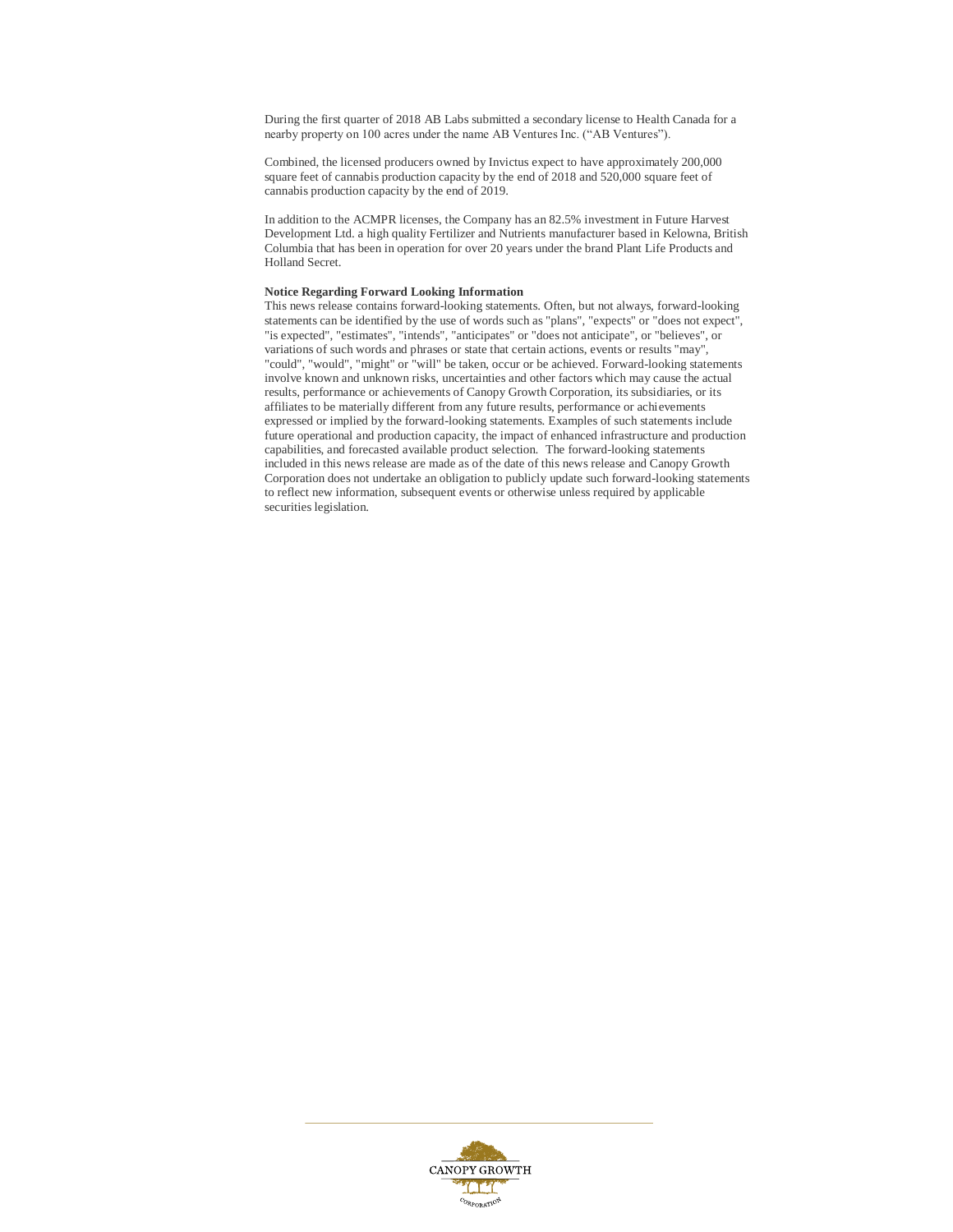During the first quarter of 2018 AB Labs submitted a secondary license to Health Canada for a nearby property on 100 acres under the name AB Ventures Inc. ("AB Ventures").

Combined, the licensed producers owned by Invictus expect to have approximately 200,000 square feet of cannabis production capacity by the end of 2018 and 520,000 square feet of cannabis production capacity by the end of 2019.

In addition to the ACMPR licenses, the Company has an 82.5% investment in Future Harvest Development Ltd. a high quality Fertilizer and Nutrients manufacturer based in Kelowna, British Columbia that has been in operation for over 20 years under the brand Plant Life Products and Holland Secret.

**Notice Regarding Forward Looking Information**

This news release contains forward-looking statements. Often, but not always, forward-looking statements can be identified by the use of words such as "plans", "expects" or "does not expect", "is expected", "estimates", "intends", "anticipates" or "does not anticipate", or "believes", or variations of such words and phrases or state that certain actions, events or results "may", "could", "would", "might" or "will" be taken, occur or be achieved. Forward-looking statements involve known and unknown risks, uncertainties and other factors which may cause the actual results, performance or achievements of Canopy Growth Corporation, its subsidiaries, or its affiliates to be materially different from any future results, performance or achievements expressed or implied by the forward-looking statements. Examples of such statements include future operational and production capacity, the impact of enhanced infrastructure and production capabilities, and forecasted available product selection. The forward-looking statements included in this news release are made as of the date of this news release and Canopy Growth Corporation does not undertake an obligation to publicly update such forward-looking statements to reflect new information, subsequent events or otherwise unless required by applicable securities legislation.